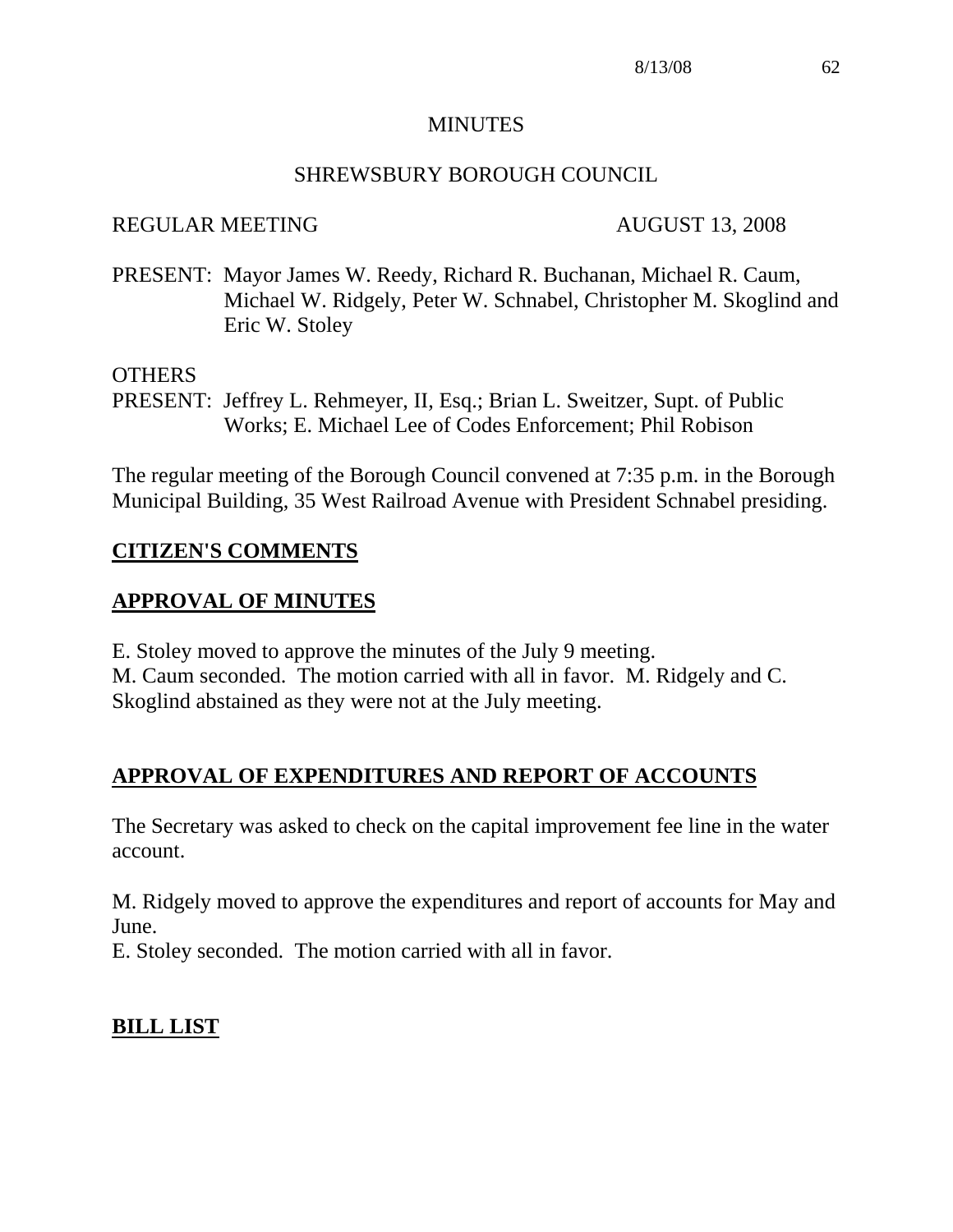# MINUTES

## SHREWSBURY BOROUGH COUNCIL

REGULAR MEETING AUGUST 13, 2008

PRESENT: Mayor James W. Reedy, Richard R. Buchanan, Michael R. Caum, Michael W. Ridgely, Peter W. Schnabel, Christopher M. Skoglind and Eric W. Stoley

OTHERS
PRESENT: Jeffrey L. Rehmeyer, II, Esq.; Brian L. Sweitzer, Supt. of Public Works; E. Michael Lee of Codes Enforcement; Phil Robison

The regular meeting of the Borough Council convened at 7:35 p.m. in the Borough Municipal Building, 35 West Railroad Avenue with President Schnabel presiding.

## CITIZEN'S COMMENTS

## APPROVAL OF MINUTES

E. Stoley moved to approve the minutes of the July 9 meeting.
M. Caum seconded. The motion carried with all in favor. M. Ridgely and C. Skoglind abstained as they were not at the July meeting.

## APPROVAL OF EXPENDITURES AND REPORT OF ACCOUNTS

The Secretary was asked to check on the capital improvement fee line in the water account.

M. Ridgely moved to approve the expenditures and report of accounts for May and June.
E. Stoley seconded. The motion carried with all in favor.

## BILL LIST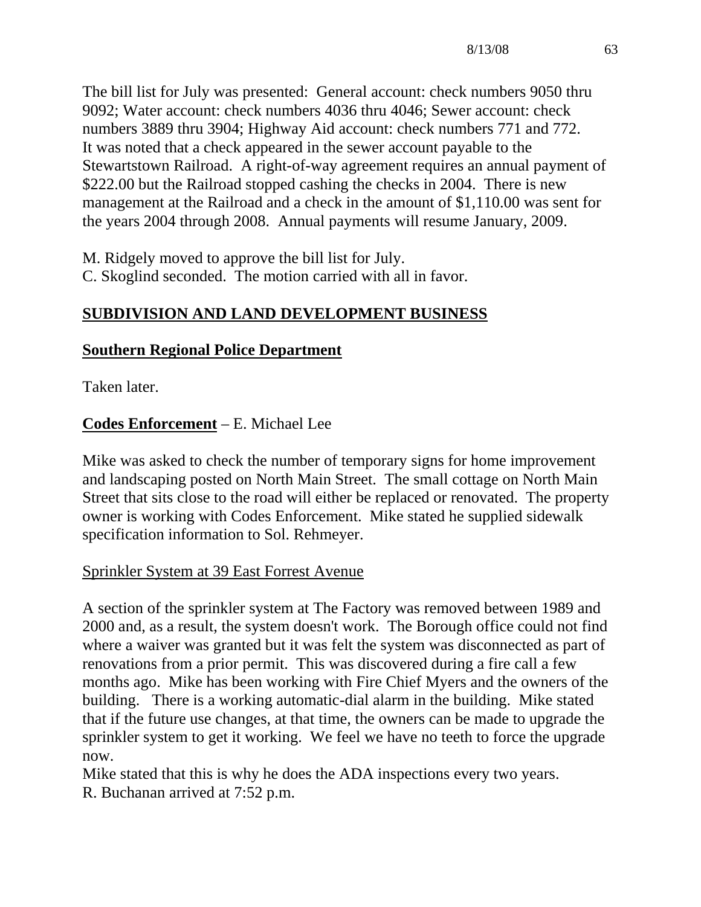The bill list for July was presented: General account: check numbers 9050 thru 9092; Water account: check numbers 4036 thru 4046; Sewer account: check numbers 3889 thru 3904; Highway Aid account: check numbers 771 and 772. It was noted that a check appeared in the sewer account payable to the Stewartstown Railroad. A right-of-way agreement requires an annual payment of $222.00 but the Railroad stopped cashing the checks in 2004. There is new management at the Railroad and a check in the amount of $1,110.00 was sent for the years 2004 through 2008. Annual payments will resume January, 2009.

M. Ridgely moved to approve the bill list for July.
C. Skoglind seconded. The motion carried with all in favor.

## SUBDIVISION AND LAND DEVELOPMENT BUSINESS

## Southern Regional Police Department

Taken later.

## Codes Enforcement – E. Michael Lee

Mike was asked to check the number of temporary signs for home improvement and landscaping posted on North Main Street. The small cottage on North Main Street that sits close to the road will either be replaced or renovated. The property owner is working with Codes Enforcement. Mike stated he supplied sidewalk specification information to Sol. Rehmeyer.

### Sprinkler System at 39 East Forrest Avenue

A section of the sprinkler system at The Factory was removed between 1989 and 2000 and, as a result, the system doesn't work. The Borough office could not find where a waiver was granted but it was felt the system was disconnected as part of renovations from a prior permit. This was discovered during a fire call a few months ago. Mike has been working with Fire Chief Myers and the owners of the building. There is a working automatic-dial alarm in the building. Mike stated that if the future use changes, at that time, the owners can be made to upgrade the sprinkler system to get it working. We feel we have no teeth to force the upgrade now.
Mike stated that this is why he does the ADA inspections every two years.
R. Buchanan arrived at 7:52 p.m.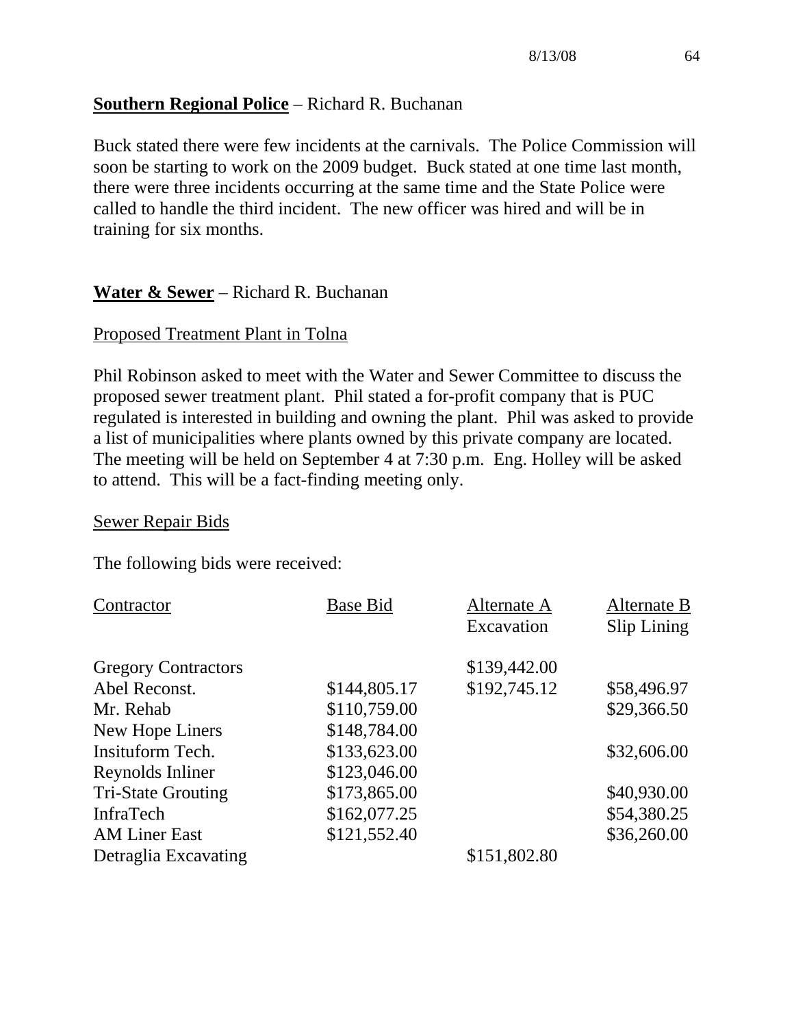**Southern Regional Police** – Richard R. Buchanan

Buck stated there were few incidents at the carnivals. The Police Commission will soon be starting to work on the 2009 budget. Buck stated at one time last month, there were three incidents occurring at the same time and the State Police were called to handle the third incident. The new officer was hired and will be in training for six months.

**Water & Sewer** – Richard R. Buchanan

Proposed Treatment Plant in Tolna

Phil Robinson asked to meet with the Water and Sewer Committee to discuss the proposed sewer treatment plant. Phil stated a for-profit company that is PUC regulated is interested in building and owning the plant. Phil was asked to provide a list of municipalities where plants owned by this private company are located. The meeting will be held on September 4 at 7:30 p.m. Eng. Holley will be asked to attend. This will be a fact-finding meeting only.

Sewer Repair Bids

The following bids were received:

| Contractor | Base Bid | Alternate A Excavation | Alternate B Slip Lining |
|---|---|---|---|
| Gregory Contractors | | $139,442.00 | |
| Abel Reconst. | $144,805.17 | $192,745.12 | $58,496.97 |
| Mr. Rehab | $110,759.00 | | $29,366.50 |
| New Hope Liners | $148,784.00 | | |
| Insituform Tech. | $133,623.00 | | $32,606.00 |
| Reynolds Inliner | $123,046.00 | | |
| Tri-State Grouting | $173,865.00 | | $40,930.00 |
| InfraTech | $162,077.25 | | $54,380.25 |
| AM Liner East | $121,552.40 | | $36,260.00 |
| Detraglia Excavating | | $151,802.80 | |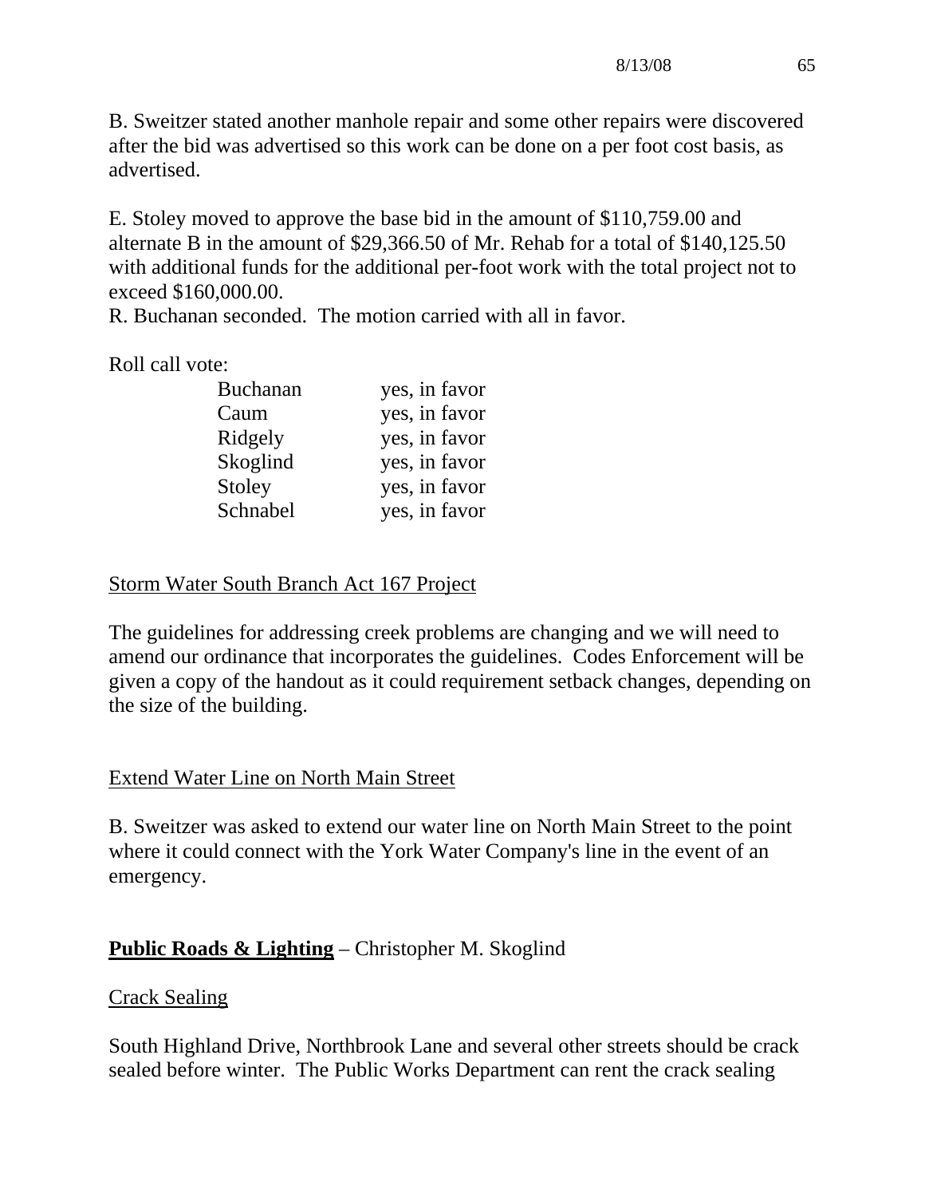B. Sweitzer stated another manhole repair and some other repairs were discovered after the bid was advertised so this work can be done on a per foot cost basis, as advertised.

E. Stoley moved to approve the base bid in the amount of $110,759.00 and alternate B in the amount of $29,366.50 of Mr. Rehab for a total of $140,125.50 with additional funds for the additional per-foot work with the total project not to exceed $160,000.00.
R. Buchanan seconded. The motion carried with all in favor.

Roll call vote:

| | |
|---|---|
| Buchanan | yes, in favor |
| Caum | yes, in favor |
| Ridgely | yes, in favor |
| Skoglind | yes, in favor |
| Stoley | yes, in favor |
| Schnabel | yes, in favor |

Storm Water South Branch Act 167 Project

The guidelines for addressing creek problems are changing and we will need to amend our ordinance that incorporates the guidelines. Codes Enforcement will be given a copy of the handout as it could requirement setback changes, depending on the size of the building.

Extend Water Line on North Main Street

B. Sweitzer was asked to extend our water line on North Main Street to the point where it could connect with the York Water Company's line in the event of an emergency.

**Public Roads & Lighting** – Christopher M. Skoglind

Crack Sealing

South Highland Drive, Northbrook Lane and several other streets should be crack sealed before winter. The Public Works Department can rent the crack sealing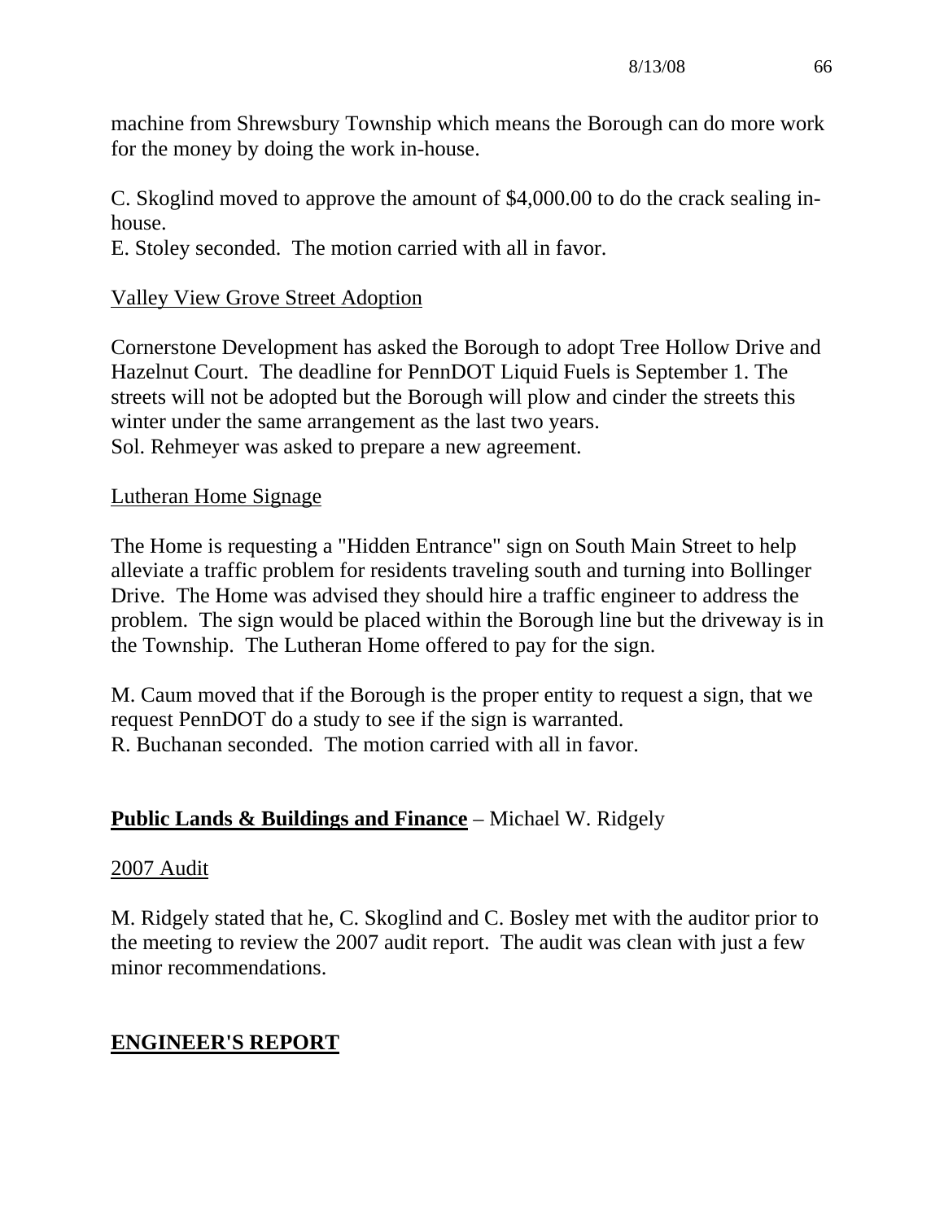machine from Shrewsbury Township which means the Borough can do more work for the money by doing the work in-house.

C. Skoglind moved to approve the amount of $4,000.00 to do the crack sealing in-house.
E. Stoley seconded. The motion carried with all in favor.

Valley View Grove Street Adoption

Cornerstone Development has asked the Borough to adopt Tree Hollow Drive and Hazelnut Court. The deadline for PennDOT Liquid Fuels is September 1. The streets will not be adopted but the Borough will plow and cinder the streets this winter under the same arrangement as the last two years.
Sol. Rehmeyer was asked to prepare a new agreement.

Lutheran Home Signage

The Home is requesting a "Hidden Entrance" sign on South Main Street to help alleviate a traffic problem for residents traveling south and turning into Bollinger Drive. The Home was advised they should hire a traffic engineer to address the problem. The sign would be placed within the Borough line but the driveway is in the Township. The Lutheran Home offered to pay for the sign.

M. Caum moved that if the Borough is the proper entity to request a sign, that we request PennDOT do a study to see if the sign is warranted.
R. Buchanan seconded. The motion carried with all in favor.

## **Public Lands & Buildings and Finance** – Michael W. Ridgely

2007 Audit

M. Ridgely stated that he, C. Skoglind and C. Bosley met with the auditor prior to the meeting to review the 2007 audit report. The audit was clean with just a few minor recommendations.

## **ENGINEER'S REPORT**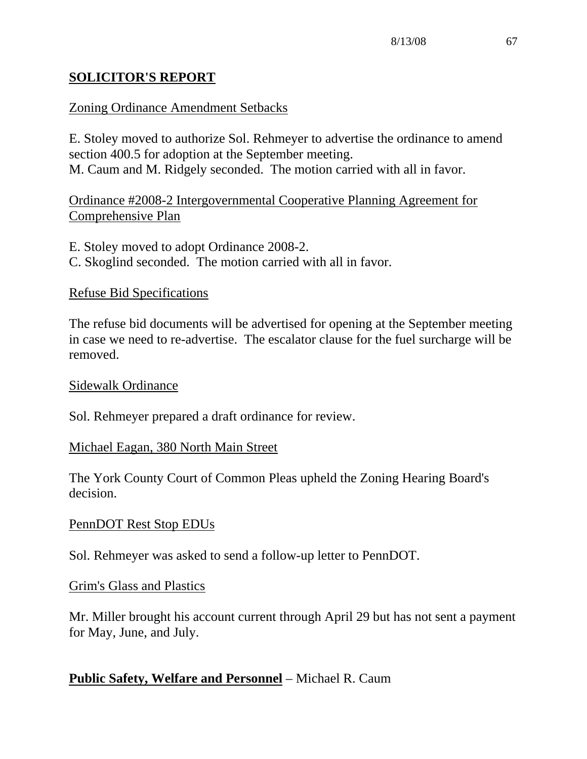## SOLICITOR'S REPORT

Zoning Ordinance Amendment Setbacks

E. Stoley moved to authorize Sol. Rehmeyer to advertise the ordinance to amend section 400.5 for adoption at the September meeting.
M. Caum and M. Ridgely seconded. The motion carried with all in favor.

Ordinance #2008-2 Intergovernmental Cooperative Planning Agreement for Comprehensive Plan

E. Stoley moved to adopt Ordinance 2008-2.
C. Skoglind seconded. The motion carried with all in favor.

Refuse Bid Specifications

The refuse bid documents will be advertised for opening at the September meeting in case we need to re-advertise. The escalator clause for the fuel surcharge will be removed.

Sidewalk Ordinance

Sol. Rehmeyer prepared a draft ordinance for review.

Michael Eagan, 380 North Main Street

The York County Court of Common Pleas upheld the Zoning Hearing Board's decision.

PennDOT Rest Stop EDUs

Sol. Rehmeyer was asked to send a follow-up letter to PennDOT.

Grim's Glass and Plastics

Mr. Miller brought his account current through April 29 but has not sent a payment for May, June, and July.

**Public Safety, Welfare and Personnel** – Michael R. Caum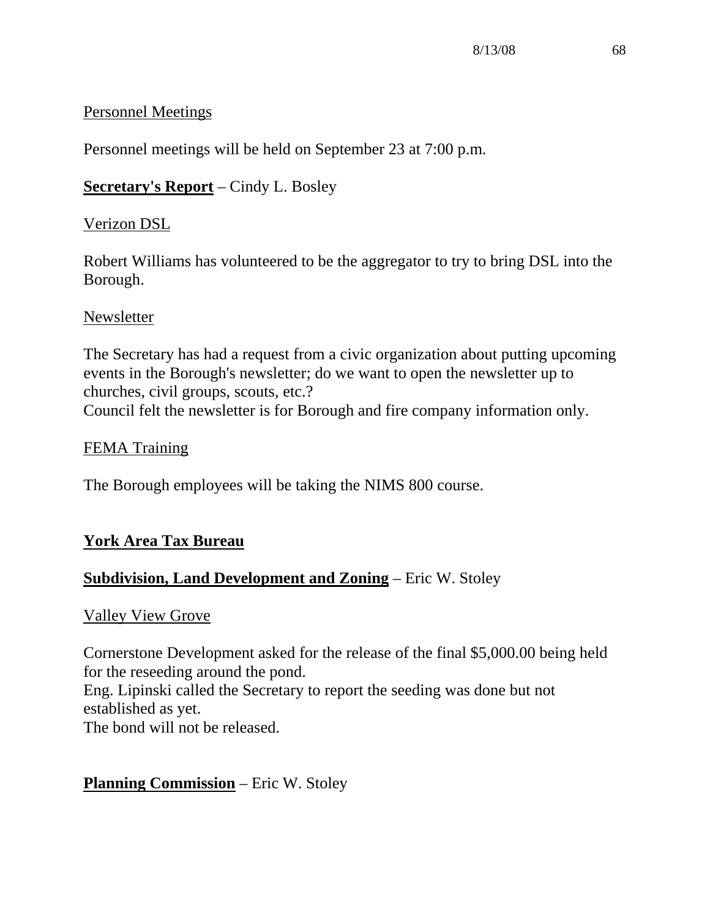Personnel Meetings

Personnel meetings will be held on September 23 at 7:00 p.m.

**Secretary's Report** – Cindy L. Bosley

Verizon DSL

Robert Williams has volunteered to be the aggregator to try to bring DSL into the Borough.

Newsletter

The Secretary has had a request from a civic organization about putting upcoming events in the Borough's newsletter; do we want to open the newsletter up to churches, civil groups, scouts, etc.?
Council felt the newsletter is for Borough and fire company information only.

FEMA Training

The Borough employees will be taking the NIMS 800 course.

**York Area Tax Bureau**

**Subdivision, Land Development and Zoning** – Eric W. Stoley

Valley View Grove

Cornerstone Development asked for the release of the final $5,000.00 being held for the reseeding around the pond.
Eng. Lipinski called the Secretary to report the seeding was done but not established as yet.
The bond will not be released.

**Planning Commission** – Eric W. Stoley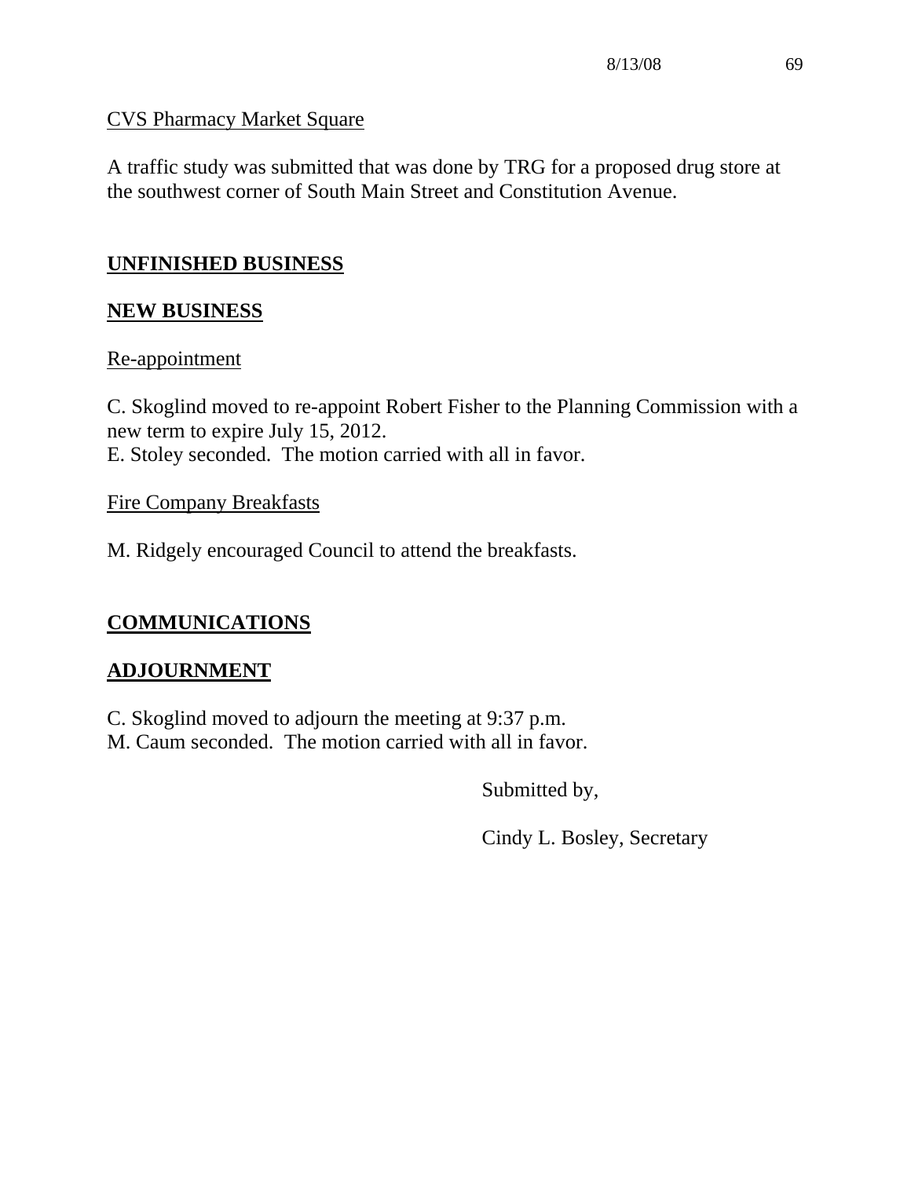CVS Pharmacy Market Square

A traffic study was submitted that was done by TRG for a proposed drug store at the southwest corner of South Main Street and Constitution Avenue.

## UNFINISHED BUSINESS

## NEW BUSINESS

Re-appointment

C. Skoglind moved to re-appoint Robert Fisher to the Planning Commission with a new term to expire July 15, 2012.
E. Stoley seconded. The motion carried with all in favor.

Fire Company Breakfasts

M. Ridgely encouraged Council to attend the breakfasts.

## COMMUNICATIONS

## ADJOURNMENT

C. Skoglind moved to adjourn the meeting at 9:37 p.m.
M. Caum seconded. The motion carried with all in favor.

Submitted by,

Cindy L. Bosley, Secretary